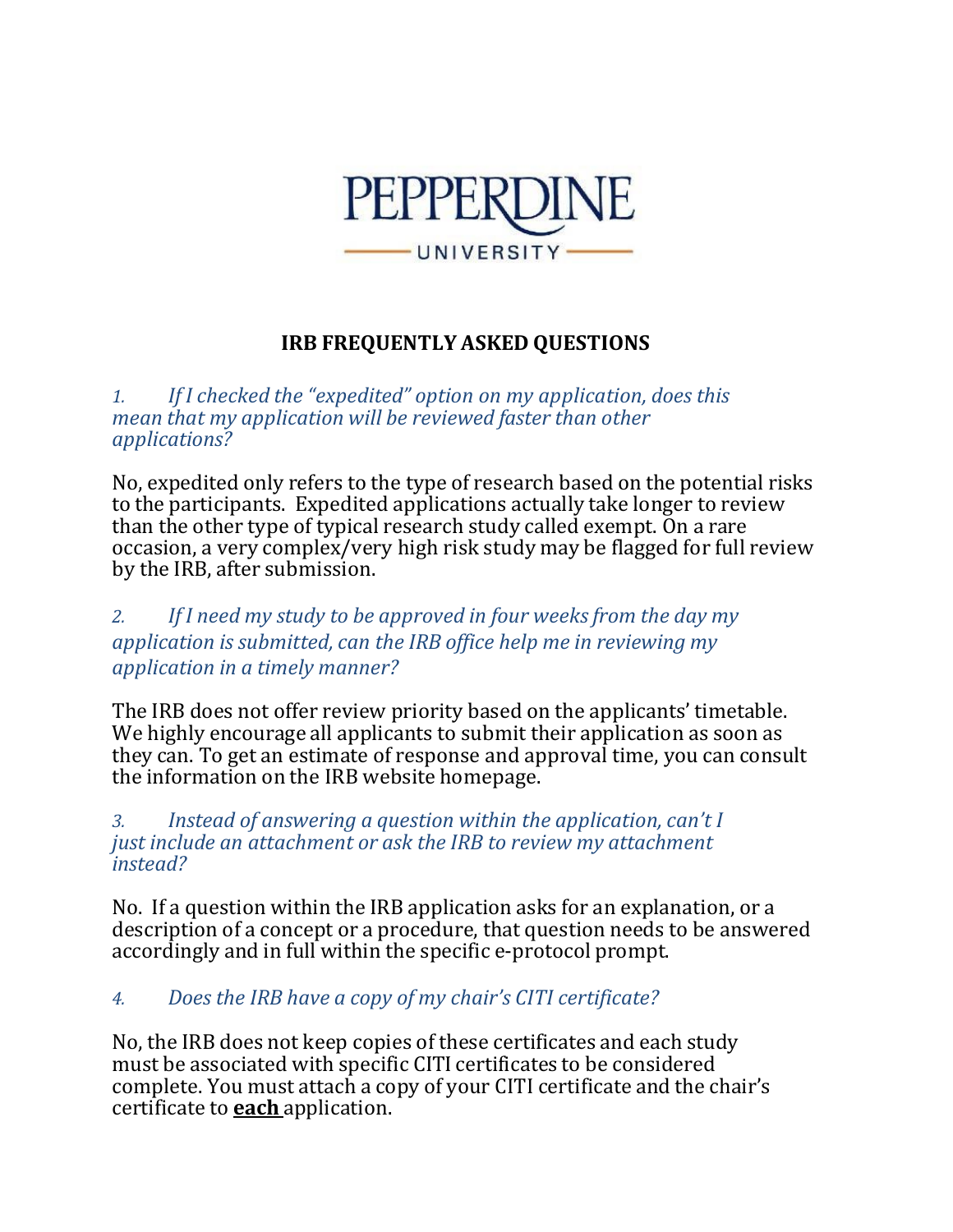# IRB FREQUENTLY ASKED QUESTIONS

*1. If I checked the "expedited" option on my application, does this mean that my application will be reviewed faster than other applications?*

No, expedited only refers to the type of research based on the potential risks to the participants. Expedited applications actually take longer to review than the other type of typical research study called exempt. On a rare occasion, a very complex/very high risk study may be flagged for full review by the IRB, after submission.

*2. If I need my study to be approved in four weeks from the day my application is submitted, can the IRB office help me in reviewing my application in a timely manner?*

The IRB does not offer review priority based on the applicants' timetable. We highly encourage all applicants to submit their application as soon as they can. To get an estimate of response and approval time, you can consult the information on the IRB website homepage.

*3. Instead of answering a question within the application, can't I just include an attachment or ask the IRB to review my attachment instead?*

No. If a question within the IRB application asks for an explanation, or a description of a concept or a procedure, that question needs to be answered accordingly and in full within the specific e-protocol prompt.

*4. Does the IRB have a copy of my chair's CITI certificate?*

No, the IRB does not keep copies of these certificates and each study must be associated with specific CITI certificates to be considered complete. You must attach a copy of your CITI certificate and the chair's certificate to **each** application.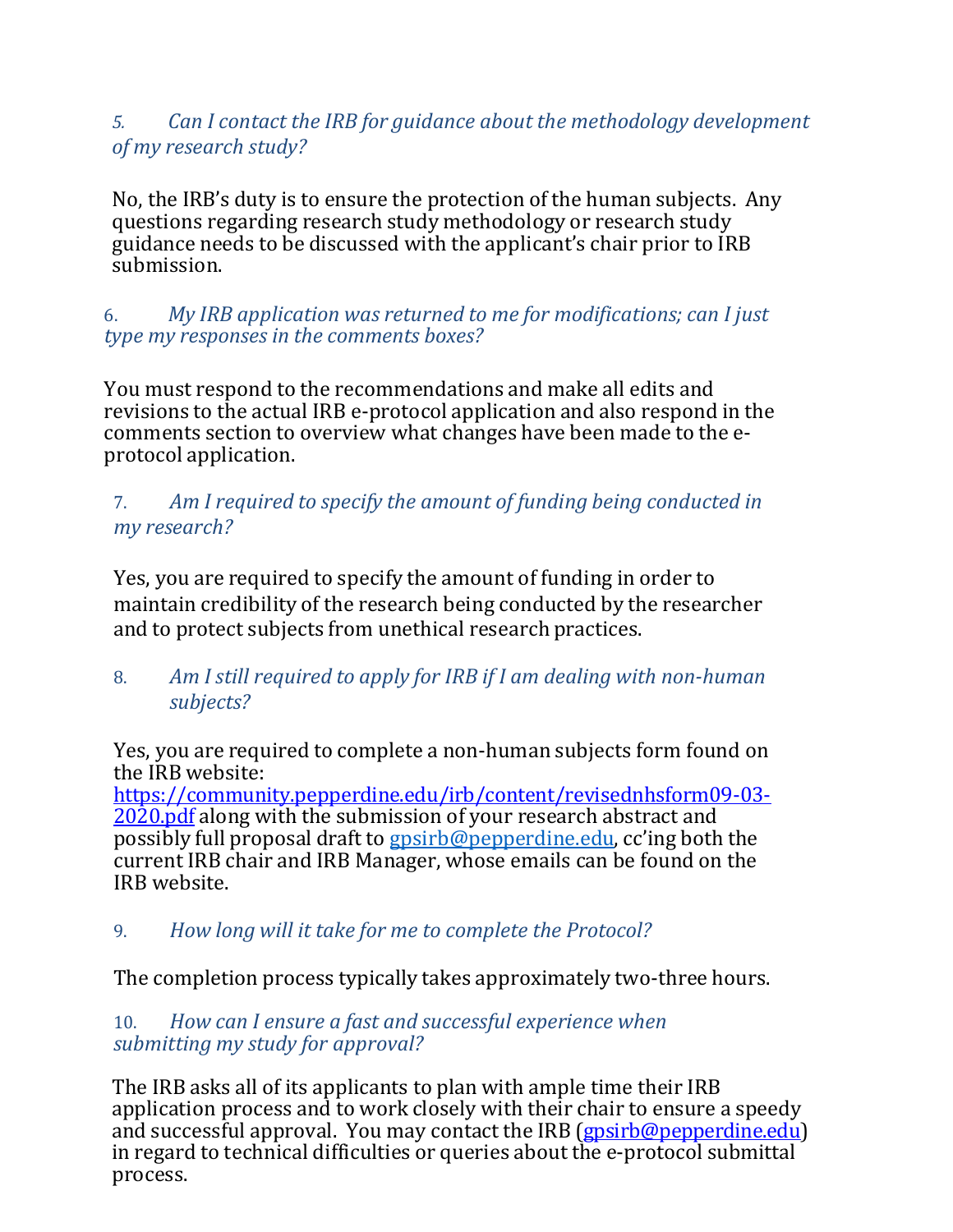*5. Can I contact the IRB for guidance about the methodology development of my research study?*

No, the IRB's duty is to ensure the protection of the human subjects. Any questions regarding research study methodology or research study guidance needs to be discussed with the applicant's chair prior to IRB submission.

*6. My IRB application was returned to me for modifications; can I just type my responses in the comments boxes?*

You must respond to the recommendations and make all edits and revisions to the actual IRB e-protocol application and also respond in the comments section to overview what changes have been made to the e-protocol application.

*7. Am I required to specify the amount of funding being conducted in my research?*

Yes, you are required to specify the amount of funding in order to maintain credibility of the research being conducted by the researcher and to protect subjects from unethical research practices.

*8. Am I still required to apply for IRB if I am dealing with non-human subjects?*

Yes, you are required to complete a non-human subjects form found on the IRB website: [https://community.pepperdine.edu/irb/content/revisednhsform09-03-2020.pdf](https://community.pepperdine.edu/irb/content/revisednhsform09-03-2020.pdf) along with the submission of your research abstract and possibly full proposal draft to [gpsirb@pepperdine.edu](mailto:gpsirb@pepperdine.edu), cc'ing both the current IRB chair and IRB Manager, whose emails can be found on the IRB website.

*9. How long will it take for me to complete the Protocol?*

The completion process typically takes approximately two-three hours.

*10. How can I ensure a fast and successful experience when submitting my study for approval?*

The IRB asks all of its applicants to plan with ample time their IRB application process and to work closely with their chair to ensure a speedy and successful approval. You may contact the IRB ([gpsirb@pepperdine.edu](mailto:gpsirb@pepperdine.edu)) in regard to technical difficulties or queries about the e-protocol submittal process.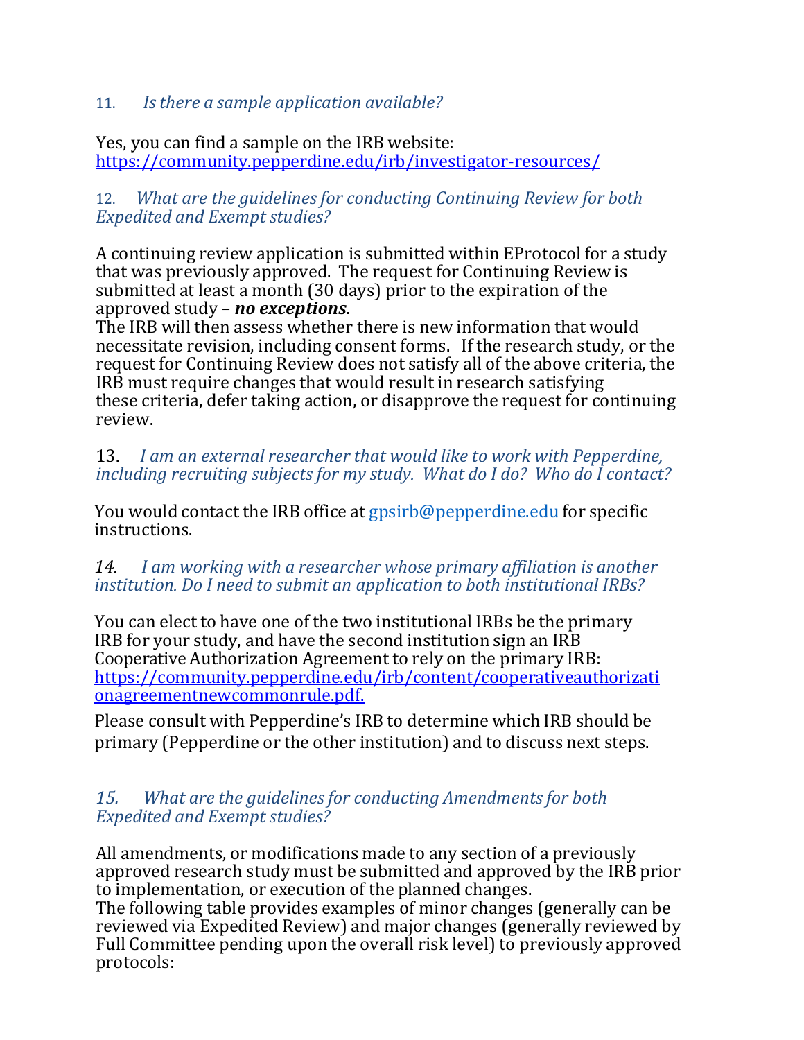### 11. *Is there a sample application available?*

Yes, you can find a sample on the IRB website: [https://community.pepperdine.edu/irb/investigator-resources/](https://community.pepperdine.edu/irb/investigator-resources/)

### 12. *What are the guidelines for conducting Continuing Review for both Expedited and Exempt studies?*

A continuing review application is submitted within EProtocol for a study that was previously approved. The request for Continuing Review is submitted at least a month (30 days) prior to the expiration of the approved study – ***no exceptions***.
The IRB will then assess whether there is new information that would necessitate revision, including consent forms. If the research study, or the request for Continuing Review does not satisfy all of the above criteria, the IRB must require changes that would result in research satisfying these criteria, defer taking action, or disapprove the request for continuing review.

### 13. *I am an external researcher that would like to work with Pepperdine, including recruiting subjects for my study. What do I do? Who do I contact?*

You would contact the IRB office at [gpsirb@pepperdine.edu](mailto:gpsirb@pepperdine.edu) for specific instructions.

### *14. I am working with a researcher whose primary affiliation is another institution. Do I need to submit an application to both institutional IRBs?*

You can elect to have one of the two institutional IRBs be the primary IRB for your study, and have the second institution sign an IRB Cooperative Authorization Agreement to rely on the primary IRB: [https://community.pepperdine.edu/irb/content/cooperativeauthorizationagreementnewcommonrule.pdf.](https://community.pepperdine.edu/irb/content/cooperativeauthorizationagreementnewcommonrule.pdf)
Please consult with Pepperdine's IRB to determine which IRB should be primary (Pepperdine or the other institution) and to discuss next steps.

### *15. What are the guidelines for conducting Amendments for both Expedited and Exempt studies?*

All amendments, or modifications made to any section of a previously approved research study must be submitted and approved by the IRB prior to implementation, or execution of the planned changes.
The following table provides examples of minor changes (generally can be reviewed via Expedited Review) and major changes (generally reviewed by Full Committee pending upon the overall risk level) to previously approved protocols: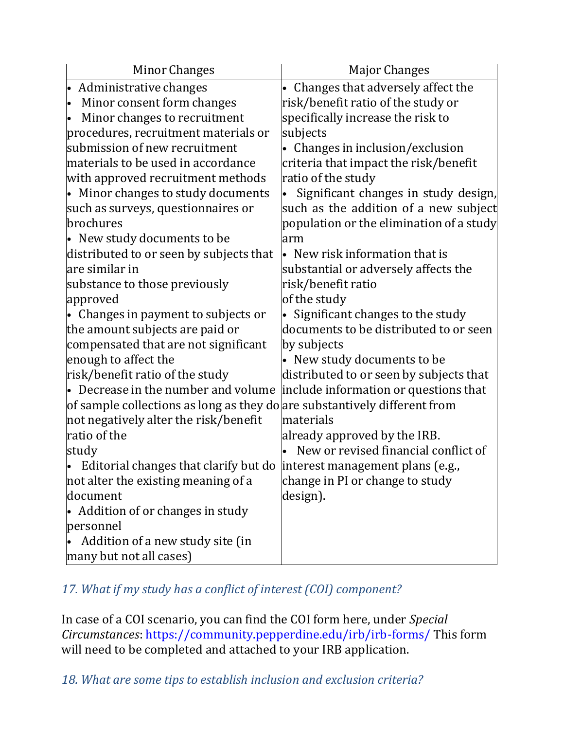| Minor Changes | Major Changes |
| --- | --- |
| • Administrative changes<br>• Minor consent form changes<br>• Minor changes to recruitment procedures, recruitment materials or submission of new recruitment materials to be used in accordance with approved recruitment methods<br>• Minor changes to study documents such as surveys, questionnaires or brochures<br>• New study documents to be distributed to or seen by subjects that are similar in substance to those previously approved<br>• Changes in payment to subjects or the amount subjects are paid or compensated that are not significant enough to affect the risk/benefit ratio of the study<br>• Decrease in the number and volume of sample collections as long as they do not negatively alter the risk/benefit ratio of the study<br>• Editorial changes that clarify but do not alter the existing meaning of a document<br>• Addition of or changes in study personnel<br>• Addition of a new study site (in many but not all cases) | • Changes that adversely affect the risk/benefit ratio of the study or specifically increase the risk to subjects<br>• Changes in inclusion/exclusion criteria that impact the risk/benefit ratio of the study<br>• Significant changes in study design, such as the addition of a new subject population or the elimination of a study arm<br>• New risk information that is substantial or adversely affects the risk/benefit ratio of the study<br>• Significant changes to the study documents to be distributed to or seen by subjects<br>• New study documents to be distributed to or seen by subjects that include information or questions that are substantively different from materials already approved by the IRB.<br>• New or revised financial conflict of interest management plans (e.g., change in PI or change to study design). |

### *17. What if my study has a conflict of interest (COI) component?*

In case of a COI scenario, you can find the COI form here, under *Special Circumstances*: https://community.pepperdine.edu/irb/irb-forms/ This form will need to be completed and attached to your IRB application.

### *18. What are some tips to establish inclusion and exclusion criteria?*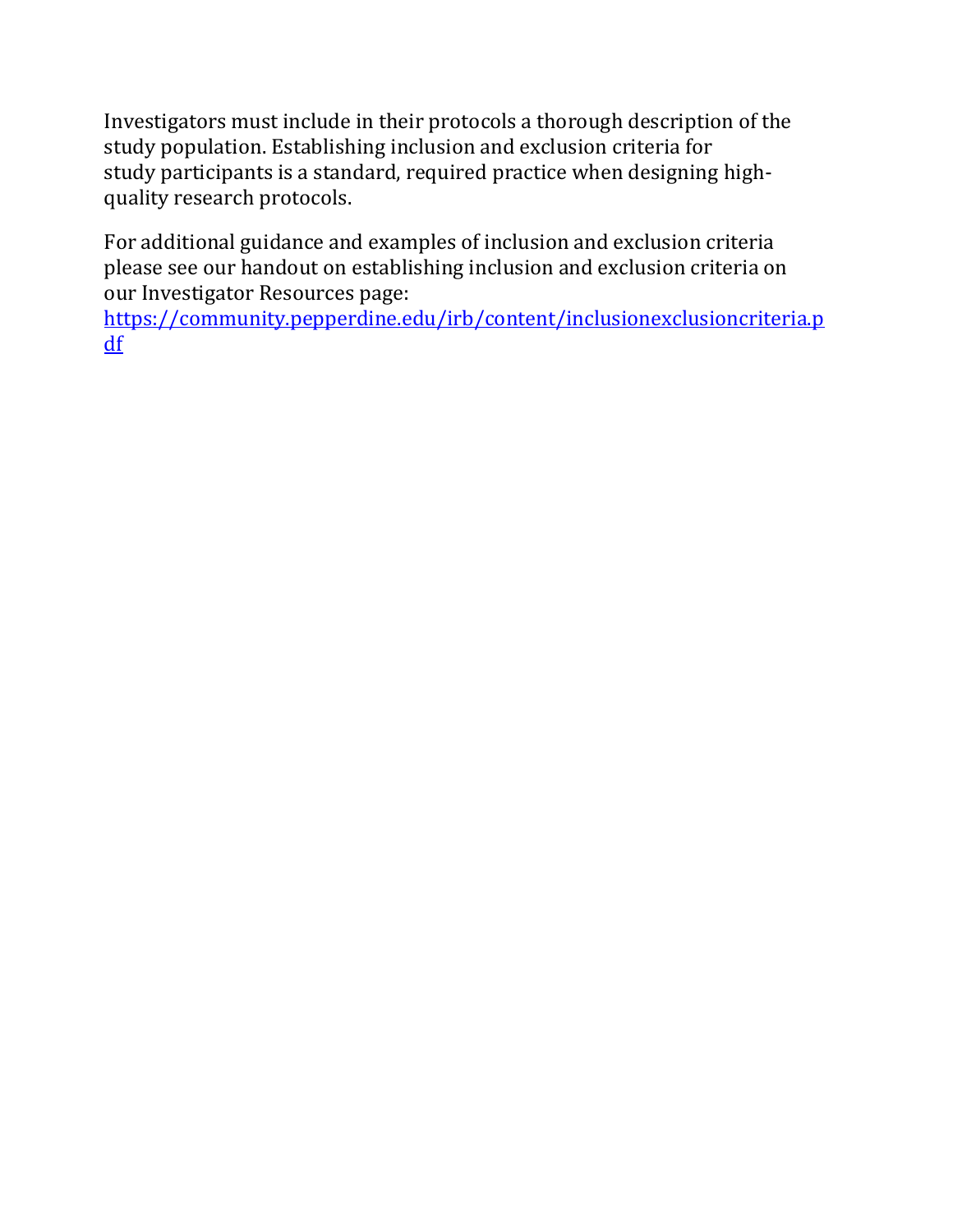Investigators must include in their protocols a thorough description of the study population. Establishing inclusion and exclusion criteria for study participants is a standard, required practice when designing high-quality research protocols.

For additional guidance and examples of inclusion and exclusion criteria please see our handout on establishing inclusion and exclusion criteria on our Investigator Resources page: https://community.pepperdine.edu/irb/content/inclusionexclusioncriteria.pdf